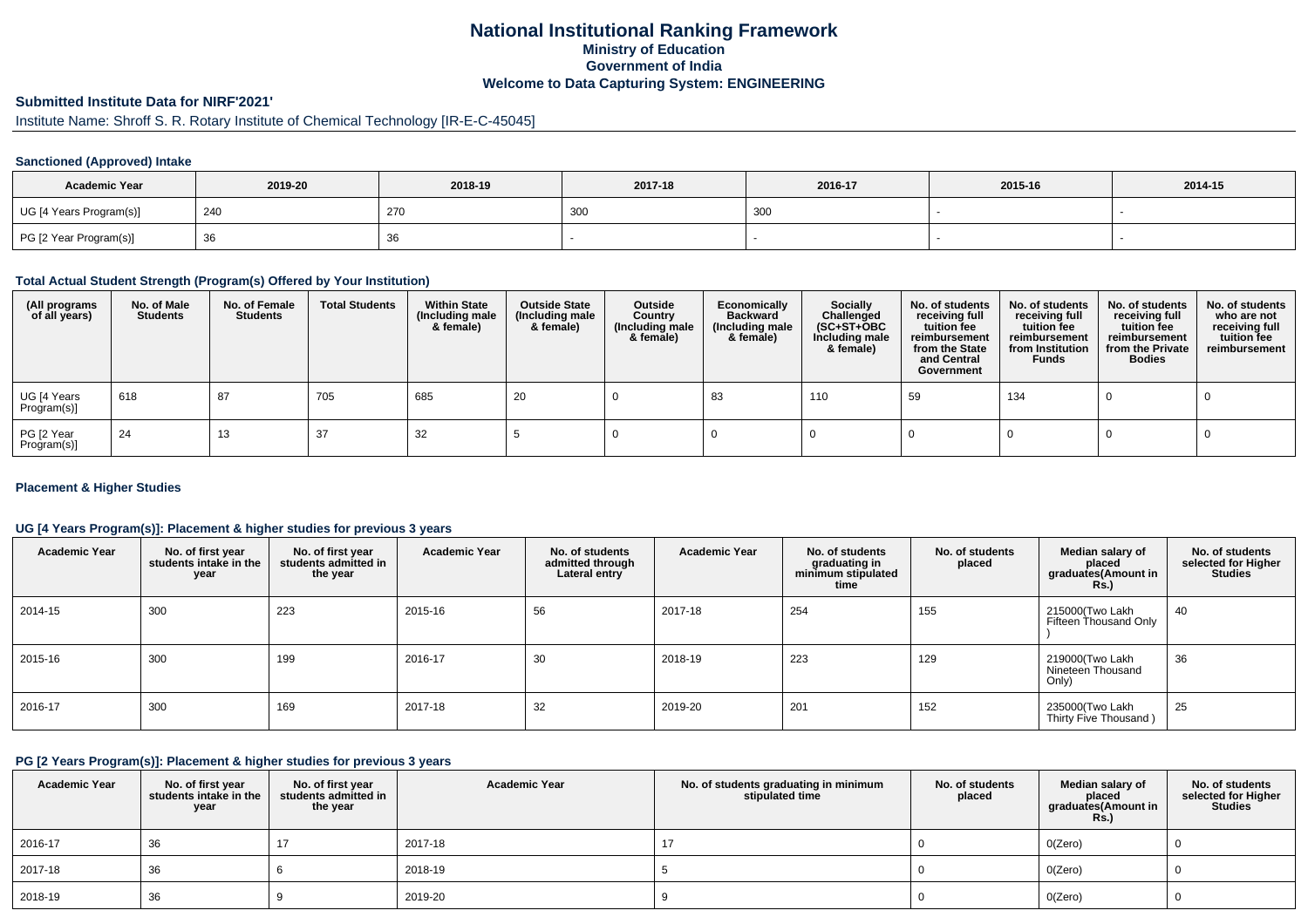# National Institutional Ranking Framework
## Ministry of Education
## Government of India
## Welcome to Data Capturing System: ENGINEERING

### Submitted Institute Data for NIRF'2021'

Institute Name: Shroff S. R. Rotary Institute of Chemical Technology [IR-E-C-45045]

#### Sanctioned (Approved) Intake

| Academic Year | 2019-20 | 2018-19 | 2017-18 | 2016-17 | 2015-16 | 2014-15 |
|---|---|---|---|---|---|---|
| UG [4 Years Program(s)] | 240 | 270 | 300 | 300 | - | - |
| PG [2 Year Program(s)] | 36 | 36 | - | - | - | - |

#### Total Actual Student Strength (Program(s) Offered by Your Institution)

| (All programs of all years) | No. of Male Students | No. of Female Students | Total Students | Within State (Including male & female) | Outside State (Including male & female) | Outside Country (Including male & female) | Economically Backward (Including male & female) | Socially Challenged (SC+ST+OBC Including male & female) | No. of students receiving full tuition fee reimbursement from the State and Central Government | No. of students receiving full tuition fee reimbursement from Institution Funds | No. of students receiving full tuition fee reimbursement from the Private Bodies | No. of students who are not receiving full tuition fee reimbursement |
|---|---|---|---|---|---|---|---|---|---|---|---|---|
| UG [4 Years Program(s)] | 618 | 87 | 705 | 685 | 20 | 0 | 83 | 110 | 59 | 134 | 0 | 0 |
| PG [2 Year Program(s)] | 24 | 13 | 37 | 32 | 5 | 0 | 0 | 0 | 0 | 0 | 0 | 0 |

#### Placement & Higher Studies

#### UG [4 Years Program(s)]: Placement & higher studies for previous 3 years

| Academic Year | No. of first year students intake in the year | No. of first year students admitted in the year | Academic Year | No. of students admitted through Lateral entry | Academic Year | No. of students graduating in minimum stipulated time | No. of students placed | Median salary of placed graduates(Amount in Rs.) | No. of students selected for Higher Studies |
|---|---|---|---|---|---|---|---|---|---|
| 2014-15 | 300 | 223 | 2015-16 | 56 | 2017-18 | 254 | 155 | 215000(Two Lakh Fifteen Thousand Only ) | 40 |
| 2015-16 | 300 | 199 | 2016-17 | 30 | 2018-19 | 223 | 129 | 219000(Two Lakh Nineteen Thousand Only) | 36 |
| 2016-17 | 300 | 169 | 2017-18 | 32 | 2019-20 | 201 | 152 | 235000(Two Lakh Thirty Five Thousand ) | 25 |

#### PG [2 Years Program(s)]: Placement & higher studies for previous 3 years

| Academic Year | No. of first year students intake in the year | No. of first year students admitted in the year | Academic Year | No. of students graduating in minimum stipulated time | No. of students placed | Median salary of placed graduates(Amount in Rs.) | No. of students selected for Higher Studies |
|---|---|---|---|---|---|---|---|
| 2016-17 | 36 | 17 | 2017-18 | 17 | 0 | 0(Zero) | 0 |
| 2017-18 | 36 | 6 | 2018-19 | 5 | 0 | 0(Zero) | 0 |
| 2018-19 | 36 | 9 | 2019-20 | 9 | 0 | 0(Zero) | 0 |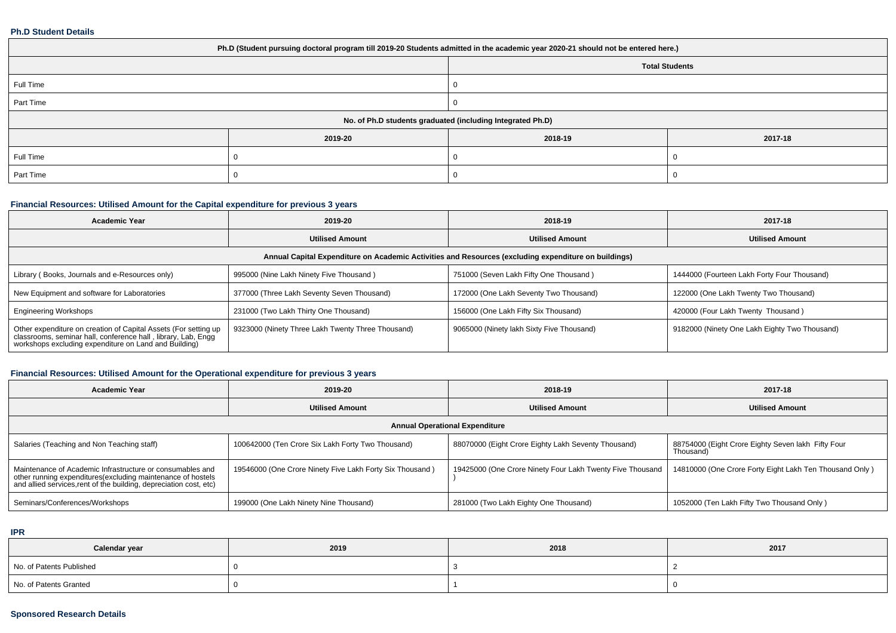### Ph.D Student Details

| Ph.D (Student pursuing doctoral program till 2019-20 Students admitted in the academic year 2020-21 should not be entered here.) | | | |
|---|---|---|---|
| | | Total Students | |
| Full Time | | 0 | |
| Part Time | | 0 | |
| No. of Ph.D students graduated (including Integrated Ph.D) | | | |
| | 2019-20 | 2018-19 | 2017-18 |
| Full Time | 0 | 0 | 0 |
| Part Time | 0 | 0 | 0 |

### Financial Resources: Utilised Amount for the Capital expenditure for previous 3 years

| Academic Year | 2019-20 | 2018-19 | 2017-18 |
|---|---|---|---|
| | Utilised Amount | Utilised Amount | Utilised Amount |
| Annual Capital Expenditure on Academic Activities and Resources (excluding expenditure on buildings) | | | |
| Library ( Books, Journals and e-Resources only) | 995000 (Nine Lakh Ninety Five Thousand ) | 751000 (Seven Lakh Fifty One Thousand ) | 1444000 (Fourteen Lakh Forty Four Thousand) |
| New Equipment and software for Laboratories | 377000 (Three Lakh Seventy Seven Thousand) | 172000 (One Lakh Seventy Two Thousand) | 122000 (One Lakh Twenty Two Thousand) |
| Engineering Workshops | 231000 (Two Lakh Thirty One Thousand) | 156000 (One Lakh Fifty Six Thousand) | 420000 (Four Lakh Twenty Thousand ) |
| Other expenditure on creation of Capital Assets (For setting up classrooms, seminar hall, conference hall , library, Lab, Engg workshops excluding expenditure on Land and Building) | 9323000 (Ninety Three Lakh Twenty Three Thousand) | 9065000 (Ninety lakh Sixty Five Thousand) | 9182000 (Ninety One Lakh Eighty Two Thousand) |

### Financial Resources: Utilised Amount for the Operational expenditure for previous 3 years

| Academic Year | 2019-20 | 2018-19 | 2017-18 |
|---|---|---|---|
| | Utilised Amount | Utilised Amount | Utilised Amount |
| Annual Operational Expenditure | | | |
| Salaries (Teaching and Non Teaching staff) | 100642000 (Ten Crore Six Lakh Forty Two Thousand) | 88070000 (Eight Crore Eighty Lakh Seventy Thousand) | 88754000 (Eight Crore Eighty Seven lakh Fifty Four Thousand) |
| Maintenance of Academic Infrastructure or consumables and other running expenditures(excluding maintenance of hostels and allied services,rent of the building, depreciation cost, etc) | 19546000 (One Crore Ninety Five Lakh Forty Six Thousand ) | 19425000 (One Crore Ninety Four Lakh Twenty Five Thousand ) | 14810000 (One Crore Forty Eight Lakh Ten Thousand Only ) |
| Seminars/Conferences/Workshops | 199000 (One Lakh Ninety Nine Thousand) | 281000 (Two Lakh Eighty One Thousand) | 1052000 (Ten Lakh Fifty Two Thousand Only ) |

### IPR

| Calendar year | 2019 | 2018 | 2017 |
|---|---|---|---|
| No. of Patents Published | 0 | 3 | 2 |
| No. of Patents Granted | 0 | 1 | 0 |

### Sponsored Research Details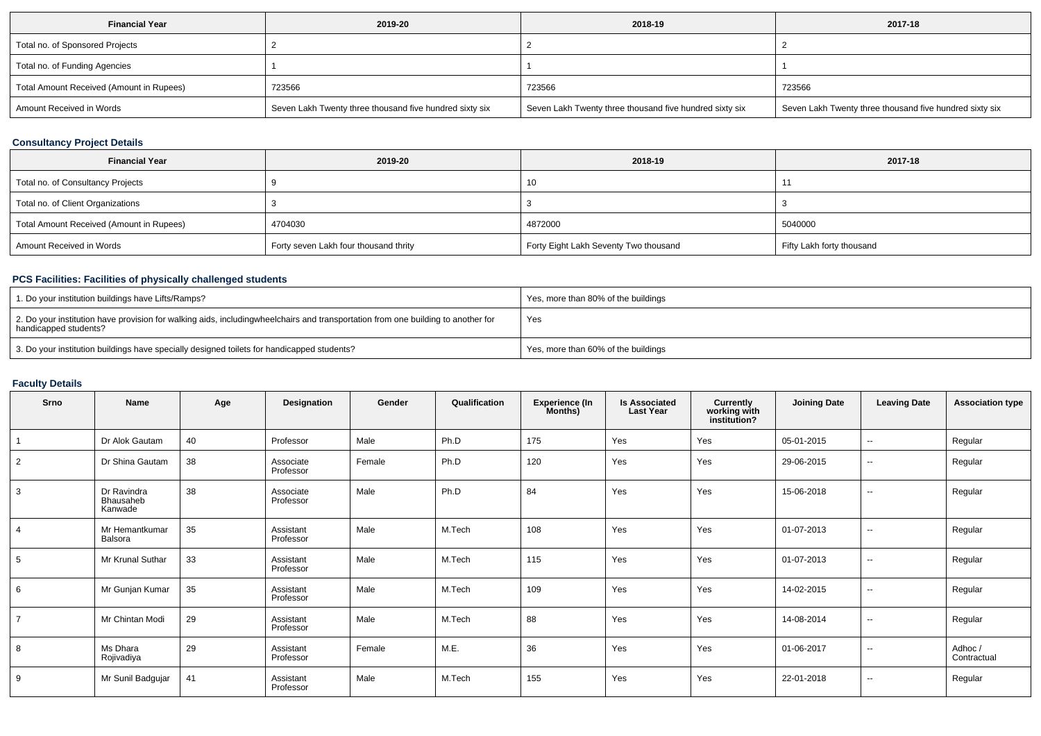| Financial Year | 2019-20 | 2018-19 | 2017-18 |
| --- | --- | --- | --- |
| Total no. of Sponsored Projects | 2 | 2 | 2 |
| Total no. of Funding Agencies | 1 | 1 | 1 |
| Total Amount Received (Amount in Rupees) | 723566 | 723566 | 723566 |
| Amount Received in Words | Seven Lakh Twenty three thousand five hundred sixty six | Seven Lakh Twenty three thousand five hundred sixty six | Seven Lakh Twenty three thousand five hundred sixty six |

### Consultancy Project Details

| Financial Year | 2019-20 | 2018-19 | 2017-18 |
| --- | --- | --- | --- |
| Total no. of Consultancy Projects | 9 | 10 | 11 |
| Total no. of Client Organizations | 3 | 3 | 3 |
| Total Amount Received (Amount in Rupees) | 4704030 | 4872000 | 5040000 |
| Amount Received in Words | Forty seven Lakh four thousand thrity | Forty Eight Lakh Seventy Two thousand | Fifty Lakh forty thousand |

### PCS Facilities: Facilities of physically challenged students

| | |
| --- | --- |
| 1. Do your institution buildings have Lifts/Ramps? | Yes, more than 80% of the buildings |
| 2. Do your institution have provision for walking aids, includingwheelchairs and transportation from one building to another for handicapped students? | Yes |
| 3. Do your institution buildings have specially designed toilets for handicapped students? | Yes, more than 60% of the buildings |

### Faculty Details

| Srno | Name | Age | Designation | Gender | Qualification | Experience (In Months) | Is Associated Last Year | Currently working with institution? | Joining Date | Leaving Date | Association type |
| --- | --- | --- | --- | --- | --- | --- | --- | --- | --- | --- | --- |
| 1 | Dr Alok Gautam | 40 | Professor | Male | Ph.D | 175 | Yes | Yes | 05-01-2015 | -- | Regular |
| 2 | Dr Shina Gautam | 38 | Associate Professor | Female | Ph.D | 120 | Yes | Yes | 29-06-2015 | -- | Regular |
| 3 | Dr Ravindra Bhausaheb Kanwade | 38 | Associate Professor | Male | Ph.D | 84 | Yes | Yes | 15-06-2018 | -- | Regular |
| 4 | Mr Hemantkumar Balsora | 35 | Assistant Professor | Male | M.Tech | 108 | Yes | Yes | 01-07-2013 | -- | Regular |
| 5 | Mr Krunal Suthar | 33 | Assistant Professor | Male | M.Tech | 115 | Yes | Yes | 01-07-2013 | -- | Regular |
| 6 | Mr Gunjan Kumar | 35 | Assistant Professor | Male | M.Tech | 109 | Yes | Yes | 14-02-2015 | -- | Regular |
| 7 | Mr Chintan Modi | 29 | Assistant Professor | Male | M.Tech | 88 | Yes | Yes | 14-08-2014 | -- | Regular |
| 8 | Ms Dhara Rojivadiya | 29 | Assistant Professor | Female | M.E. | 36 | Yes | Yes | 01-06-2017 | -- | Adhoc / Contractual |
| 9 | Mr Sunil Badgujar | 41 | Assistant Professor | Male | M.Tech | 155 | Yes | Yes | 22-01-2018 | -- | Regular |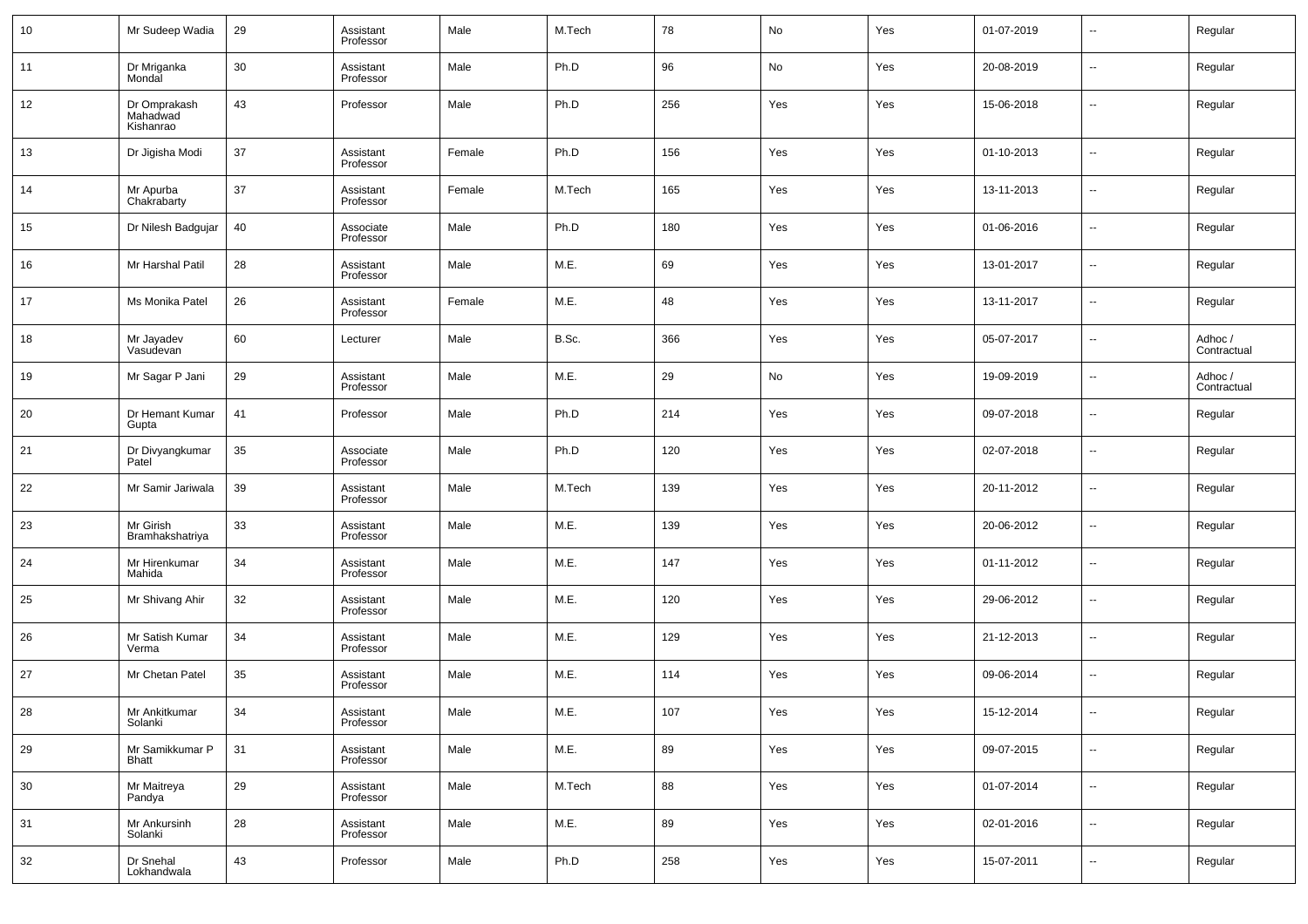| 10 | Mr Sudeep Wadia | 29 | Assistant Professor | Male | M.Tech | 78 | No | Yes | 01-07-2019 | -- | Regular |
|---|---|---|---|---|---|---|---|---|---|---|---|
| 11 | Dr Mriganka Mondal | 30 | Assistant Professor | Male | Ph.D | 96 | No | Yes | 20-08-2019 | -- | Regular |
| 12 | Dr Omprakash Mahadwad Kishanrao | 43 | Professor | Male | Ph.D | 256 | Yes | Yes | 15-06-2018 | -- | Regular |
| 13 | Dr Jigisha Modi | 37 | Assistant Professor | Female | Ph.D | 156 | Yes | Yes | 01-10-2013 | -- | Regular |
| 14 | Mr Apurba Chakrabarty | 37 | Assistant Professor | Female | M.Tech | 165 | Yes | Yes | 13-11-2013 | -- | Regular |
| 15 | Dr Nilesh Badgujar | 40 | Associate Professor | Male | Ph.D | 180 | Yes | Yes | 01-06-2016 | -- | Regular |
| 16 | Mr Harshal Patil | 28 | Assistant Professor | Male | M.E. | 69 | Yes | Yes | 13-01-2017 | -- | Regular |
| 17 | Ms Monika Patel | 26 | Assistant Professor | Female | M.E. | 48 | Yes | Yes | 13-11-2017 | -- | Regular |
| 18 | Mr Jayadev Vasudevan | 60 | Lecturer | Male | B.Sc. | 366 | Yes | Yes | 05-07-2017 | -- | Adhoc / Contractual |
| 19 | Mr Sagar P Jani | 29 | Assistant Professor | Male | M.E. | 29 | No | Yes | 19-09-2019 | -- | Adhoc / Contractual |
| 20 | Dr Hemant Kumar Gupta | 41 | Professor | Male | Ph.D | 214 | Yes | Yes | 09-07-2018 | -- | Regular |
| 21 | Dr Divyangkumar Patel | 35 | Associate Professor | Male | Ph.D | 120 | Yes | Yes | 02-07-2018 | -- | Regular |
| 22 | Mr Samir Jariwala | 39 | Assistant Professor | Male | M.Tech | 139 | Yes | Yes | 20-11-2012 | -- | Regular |
| 23 | Mr Girish Bramhakshatriya | 33 | Assistant Professor | Male | M.E. | 139 | Yes | Yes | 20-06-2012 | -- | Regular |
| 24 | Mr Hirenkumar Mahida | 34 | Assistant Professor | Male | M.E. | 147 | Yes | Yes | 01-11-2012 | -- | Regular |
| 25 | Mr Shivang Ahir | 32 | Assistant Professor | Male | M.E. | 120 | Yes | Yes | 29-06-2012 | -- | Regular |
| 26 | Mr Satish Kumar Verma | 34 | Assistant Professor | Male | M.E. | 129 | Yes | Yes | 21-12-2013 | -- | Regular |
| 27 | Mr Chetan Patel | 35 | Assistant Professor | Male | M.E. | 114 | Yes | Yes | 09-06-2014 | -- | Regular |
| 28 | Mr Ankitkumar Solanki | 34 | Assistant Professor | Male | M.E. | 107 | Yes | Yes | 15-12-2014 | -- | Regular |
| 29 | Mr Samikkumar P Bhatt | 31 | Assistant Professor | Male | M.E. | 89 | Yes | Yes | 09-07-2015 | -- | Regular |
| 30 | Mr Maitreya Pandya | 29 | Assistant Professor | Male | M.Tech | 88 | Yes | Yes | 01-07-2014 | -- | Regular |
| 31 | Mr Ankursinh Solanki | 28 | Assistant Professor | Male | M.E. | 89 | Yes | Yes | 02-01-2016 | -- | Regular |
| 32 | Dr Snehal Lokhandwala | 43 | Professor | Male | Ph.D | 258 | Yes | Yes | 15-07-2011 | -- | Regular |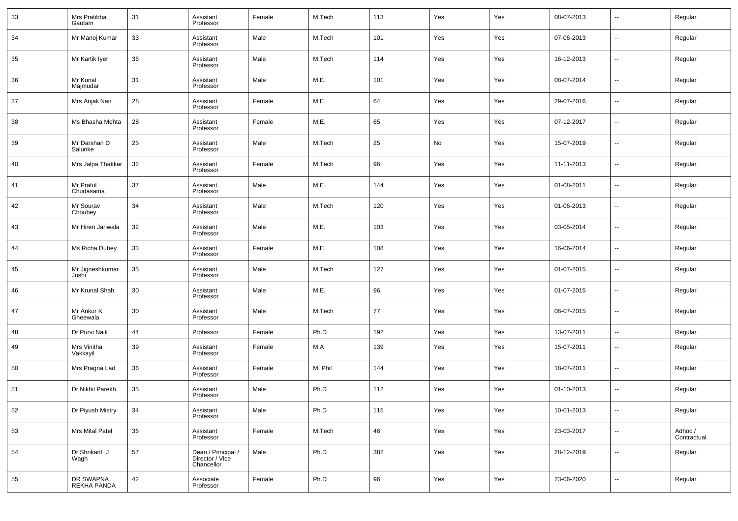| 33 | Mrs Pratibha Gautam | 31 | Assistant Professor | Female | M.Tech | 113 | Yes | Yes | 08-07-2013 | -- | Regular |
|---|---|---|---|---|---|---|---|---|---|---|---|
| 34 | Mr Manoj Kumar | 33 | Assistant Professor | Male | M.Tech | 101 | Yes | Yes | 07-06-2013 | -- | Regular |
| 35 | Mr Kartik Iyer | 36 | Assistant Professor | Male | M.Tech | 114 | Yes | Yes | 16-12-2013 | -- | Regular |
| 36 | Mr Kunal Majmudar | 31 | Assistant Professor | Male | M.E. | 101 | Yes | Yes | 08-07-2014 | -- | Regular |
| 37 | Mrs Anjali Nair | 28 | Assistant Professor | Female | M.E. | 64 | Yes | Yes | 29-07-2016 | -- | Regular |
| 38 | Ms Bhasha Mehta | 28 | Assistant Professor | Female | M.E. | 65 | Yes | Yes | 07-12-2017 | -- | Regular |
| 39 | Mr Darshan D Salunke | 25 | Assistant Professor | Male | M.Tech | 25 | No | Yes | 15-07-2019 | -- | Regular |
| 40 | Mrs Jalpa Thakkar | 32 | Assistant Professor | Female | M.Tech | 96 | Yes | Yes | 11-11-2013 | -- | Regular |
| 41 | Mr Praful Chudasama | 37 | Assistant Professor | Male | M.E. | 144 | Yes | Yes | 01-08-2011 | -- | Regular |
| 42 | Mr Sourav Choubey | 34 | Assistant Professor | Male | M.Tech | 120 | Yes | Yes | 01-06-2013 | -- | Regular |
| 43 | Mr Hiren Jariwala | 32 | Assistant Professor | Male | M.E. | 103 | Yes | Yes | 03-05-2014 | -- | Regular |
| 44 | Ms Richa Dubey | 33 | Assistant Professor | Female | M.E. | 108 | Yes | Yes | 16-06-2014 | -- | Regular |
| 45 | Mr Jigneshkumar Joshi | 35 | Assistant Professor | Male | M.Tech | 127 | Yes | Yes | 01-07-2015 | -- | Regular |
| 46 | Mr Krunal Shah | 30 | Assistant Professor | Male | M.E. | 96 | Yes | Yes | 01-07-2015 | -- | Regular |
| 47 | Mr Ankur K Gheewala | 30 | Assistant Professor | Male | M.Tech | 77 | Yes | Yes | 06-07-2015 | -- | Regular |
| 48 | Dr Purvi Naik | 44 | Professor | Female | Ph.D | 192 | Yes | Yes | 13-07-2011 | -- | Regular |
| 49 | Mrs Vinitha Vakkayil | 39 | Assistant Professor | Female | M.A | 139 | Yes | Yes | 15-07-2011 | -- | Regular |
| 50 | Mrs Pragna Lad | 36 | Assistant Professor | Female | M. Phil | 144 | Yes | Yes | 18-07-2011 | -- | Regular |
| 51 | Dr Nikhil Parekh | 35 | Assistant Professor | Male | Ph.D | 112 | Yes | Yes | 01-10-2013 | -- | Regular |
| 52 | Dr Piyush Mistry | 34 | Assistant Professor | Male | Ph.D | 115 | Yes | Yes | 10-01-2013 | -- | Regular |
| 53 | Mrs Mital Patel | 36 | Assistant Professor | Female | M.Tech | 46 | Yes | Yes | 23-03-2017 | -- | Adhoc / Contractual |
| 54 | Dr Shrikant J Wagh | 57 | Dean / Principal / Director / Vice Chancellor | Male | Ph.D | 382 | Yes | Yes | 28-12-2019 | -- | Regular |
| 55 | DR SWAPNA REKHA PANDA | 42 | Associate Professor | Female | Ph.D | 96 | Yes | Yes | 23-06-2020 | -- | Regular |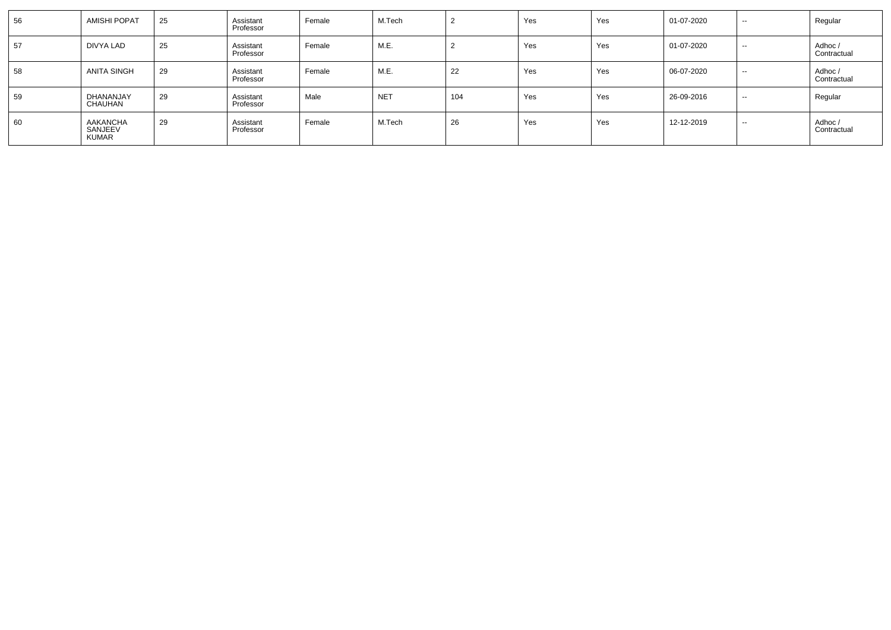| | | | | | | | | | | | |
|---|---|---|---|---|---|---|---|---|---|---|---|
| 56 | AMISHI POPAT | 25 | Assistant Professor | Female | M.Tech | 2 | Yes | Yes | 01-07-2020 | -- | Regular |
| 57 | DIVYA LAD | 25 | Assistant Professor | Female | M.E. | 2 | Yes | Yes | 01-07-2020 | -- | Adhoc / Contractual |
| 58 | ANITA SINGH | 29 | Assistant Professor | Female | M.E. | 22 | Yes | Yes | 06-07-2020 | -- | Adhoc / Contractual |
| 59 | DHANANJAY CHAUHAN | 29 | Assistant Professor | Male | NET | 104 | Yes | Yes | 26-09-2016 | -- | Regular |
| 60 | AAKANCHA SANJEEV KUMAR | 29 | Assistant Professor | Female | M.Tech | 26 | Yes | Yes | 12-12-2019 | -- | Adhoc / Contractual |